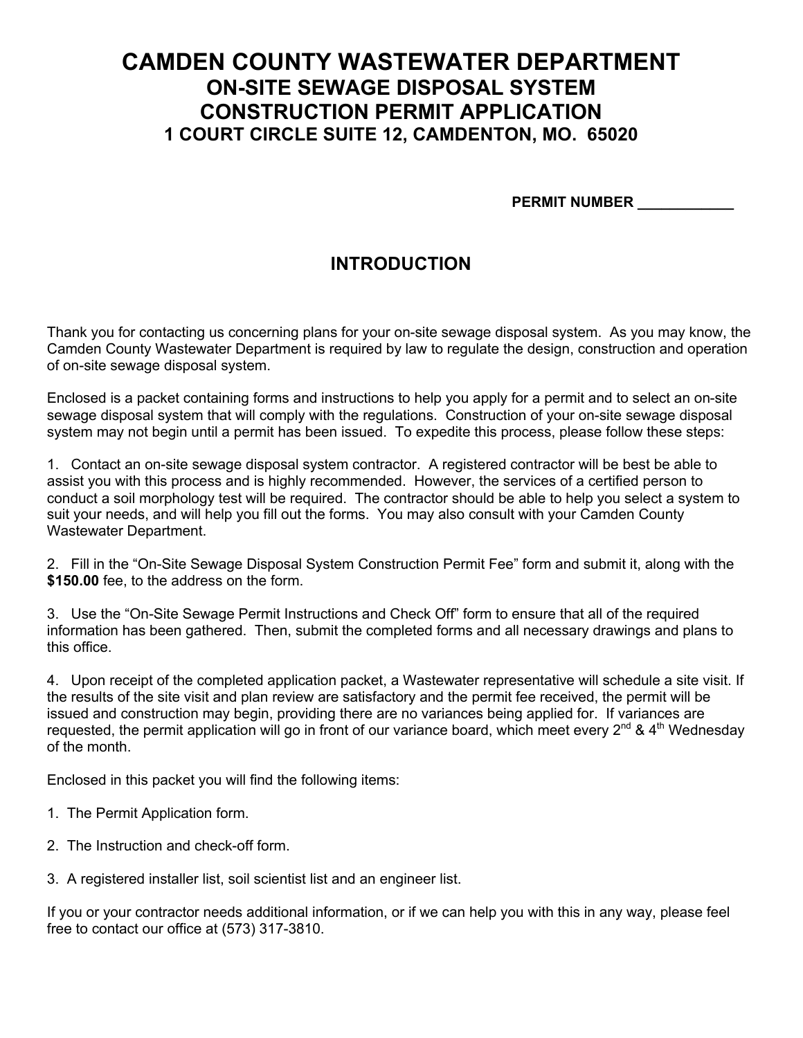# CAMDEN COUNTY WASTEWATER DEPARTMENT

## ON-SITE SEWAGE DISPOSAL SYSTEM

## CONSTRUCTION PERMIT APPLICATION

### 1 COURT CIRCLE SUITE 12, CAMDENTON, MO. 65020

**PERMIT NUMBER ____________**

## INTRODUCTION

Thank you for contacting us concerning plans for your on-site sewage disposal system. As you may know, the Camden County Wastewater Department is required by law to regulate the design, construction and operation of on-site sewage disposal system.

Enclosed is a packet containing forms and instructions to help you apply for a permit and to select an on-site sewage disposal system that will comply with the regulations. Construction of your on-site sewage disposal system may not begin until a permit has been issued. To expedite this process, please follow these steps:

1. Contact an on-site sewage disposal system contractor. A registered contractor will be best be able to assist you with this process and is highly recommended. However, the services of a certified person to conduct a soil morphology test will be required. The contractor should be able to help you select a system to suit your needs, and will help you fill out the forms. You may also consult with your Camden County Wastewater Department.

2. Fill in the "On-Site Sewage Disposal System Construction Permit Fee" form and submit it, along with the **$150.00** fee, to the address on the form.

3. Use the "On-Site Sewage Permit Instructions and Check Off" form to ensure that all of the required information has been gathered. Then, submit the completed forms and all necessary drawings and plans to this office.

4. Upon receipt of the completed application packet, a Wastewater representative will schedule a site visit. If the results of the site visit and plan review are satisfactory and the permit fee received, the permit will be issued and construction may begin, providing there are no variances being applied for. If variances are requested, the permit application will go in front of our variance board, which meet every 2nd & 4th Wednesday of the month.

Enclosed in this packet you will find the following items:

1. The Permit Application form.

2. The Instruction and check-off form.

3. A registered installer list, soil scientist list and an engineer list.

If you or your contractor needs additional information, or if we can help you with this in any way, please feel free to contact our office at (573) 317-3810.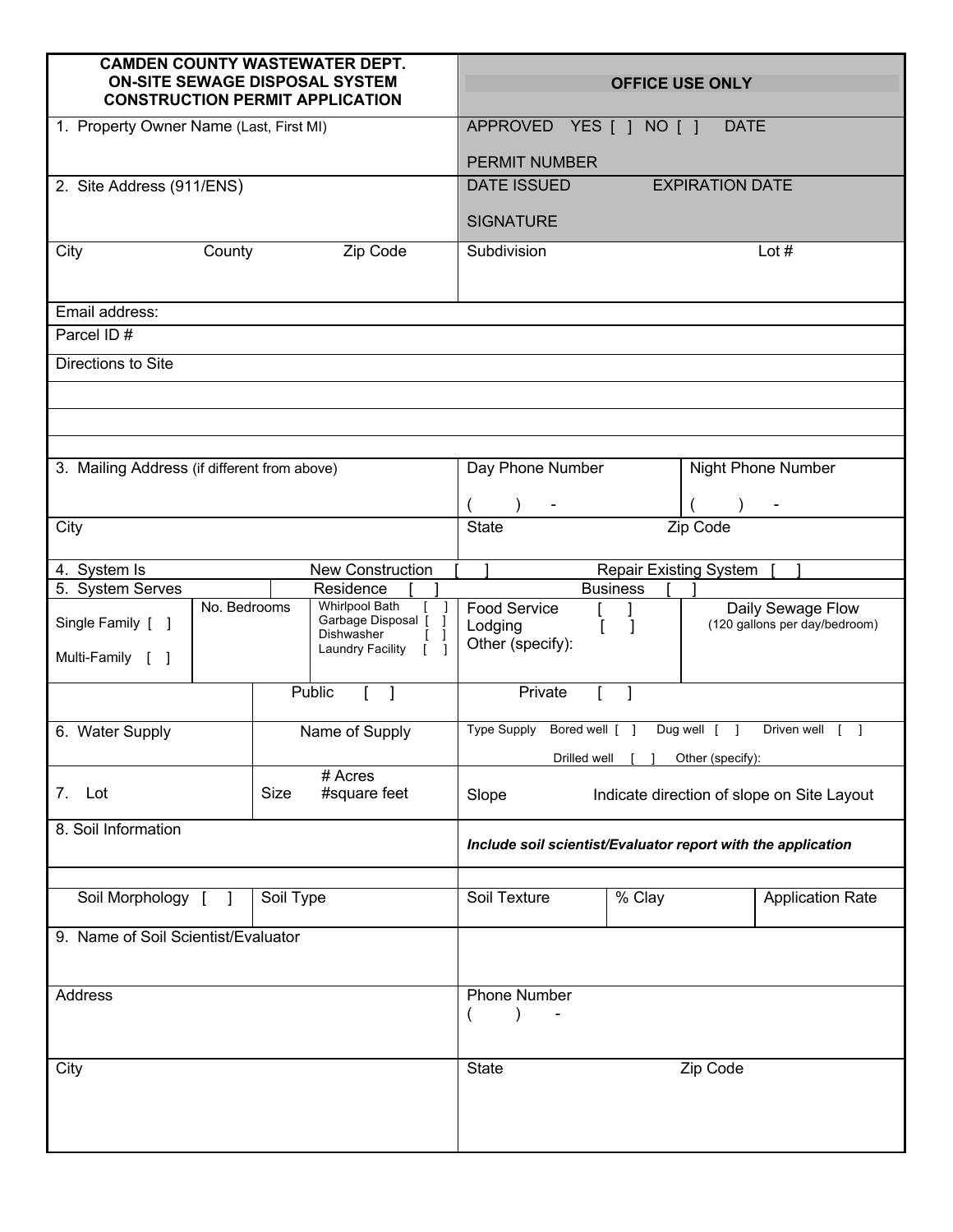| CAMDEN COUNTY WASTEWATER DEPT.<br>ON-SITE SEWAGE DISPOSAL SYSTEM<br>CONSTRUCTION PERMIT APPLICATION | | | | **OFFICE USE ONLY** | | |
|---|---|---|---|---|---|---|
| 1. Property Owner Name (Last, First MI) | | | | APPROVED YES [ ] NO [ ] DATE<br>PERMIT NUMBER | | |
| 2. Site Address (911/ENS) | | | | DATE ISSUED EXPIRATION DATE<br>SIGNATURE | | |
| City | County | Zip Code | | Subdivision | | Lot # |
| Email address: | | | | | | |
| Parcel ID # | | | | | | |
| Directions to Site | | | | | | |
| | | | | | | |
| | | | | | | |
| 3. Mailing Address (if different from above) | | | | Day Phone Number<br>( ) - | | Night Phone Number<br>( ) - |
| City | | | | State | Zip Code | |
| 4. System Is | New Construction [ ] | | | Repair Existing System [ ] | | |
| 5. System Serves | Residence [ ] | | | Business [ ] | | |
| Single Family [ ]<br>Multi-Family [ ] | No. Bedrooms | Whirlpool Bath [ ]<br>Garbage Disposal [ ]<br>Dishwasher [ ]<br>Laundry Facility [ ] | | Food Service [ ]<br>Lodging [ ]<br>Other (specify): | | Daily Sewage Flow<br>(120 gallons per day/bedroom) |
| | Public [ ] | | | Private [ ] | | |
| 6. Water Supply | Name of Supply | | | Type Supply Bored well [ ] Dug well [ ] Driven well [ ]<br>Drilled well [ ] Other (specify): | | |
| 7. Lot | Size # Acres #square feet | | | Slope Indicate direction of slope on Site Layout | | |
| 8. Soil Information | | | | *Include soil scientist/Evaluator report with the application* | | |
| Soil Morphology [ ] | Soil Type | | | Soil Texture | % Clay | Application Rate |
| 9. Name of Soil Scientist/Evaluator | | | | | | |
| Address | | | | Phone Number<br>( ) - | | |
| City | | | | State | Zip Code | |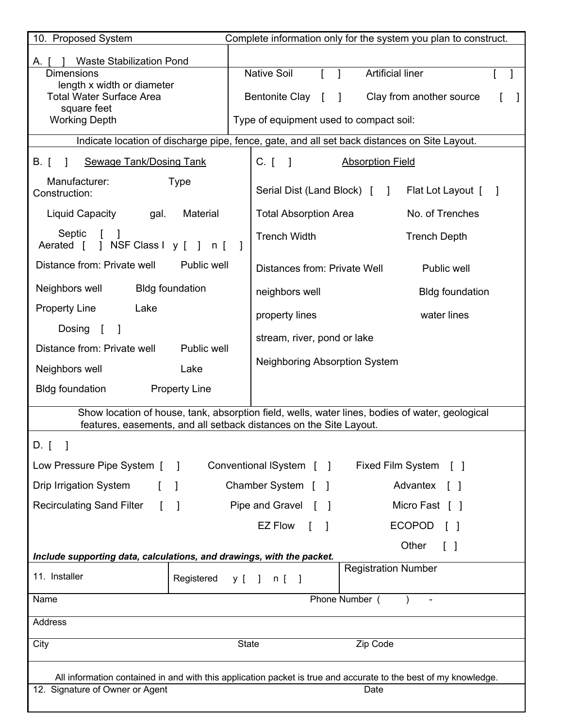## 10. Proposed System

Complete information only for the system you plan to construct.

**A. [ ] Waste Stabilization Pond**

| | |
|---|---|
| Dimensions<br>length x width or diameter<br>Total Water Surface Area<br>square feet<br>Working Depth | Native Soil [ ] Artificial liner [ ]<br>Bentonite Clay [ ] Clay from another source [ ]<br>Type of equipment used to compact soil: |

Indicate location of discharge pipe, fence, gate, and all set back distances on Site Layout.

**B. [ ] Sewage Tank/Dosing Tank**

Manufacturer: Type

Construction:

Liquid Capacity gal. Material

Septic [ ]

Aerated [ ] NSF Class I y [ ] n [ ]

Distance from: Private well Public well

Neighbors well Bldg foundation

Property Line Lake

Dosing [ ]

Distance from: Private well Public well

Neighbors well Lake

Bldg foundation Property Line

**C. [ ] Absorption Field**

Serial Dist (Land Block) [ ] Flat Lot Layout [ ]

Total Absorption Area No. of Trenches

Trench Width Trench Depth

Distances from: Private Well Public well

neighbors well Bldg foundation

property lines water lines

stream, river, pond or lake

Neighboring Absorption System

Show location of house, tank, absorption field, wells, water lines, bodies of water, geological features, easements, and all setback distances on the Site Layout.

**D. [ ]**

Low Pressure Pipe System [ ] Conventional lSystem [ ] Fixed Film System [ ]

Drip Irrigation System [ ] Chamber System [ ] Advantex [ ]

Recirculating Sand Filter [ ] Pipe and Gravel [ ] Micro Fast [ ]

EZ Flow [ ] ECOPOD [ ]

Other [ ]

***Include supporting data, calculations, and drawings, with the packet.***

| 11. Installer | Registered y [ ] n [ ] | Registration Number |
|---|---|---|

Name Phone Number ( ) -

Address

City State Zip Code

All information contained in and with this application packet is true and accurate to the best of my knowledge.

12. Signature of Owner or Agent Date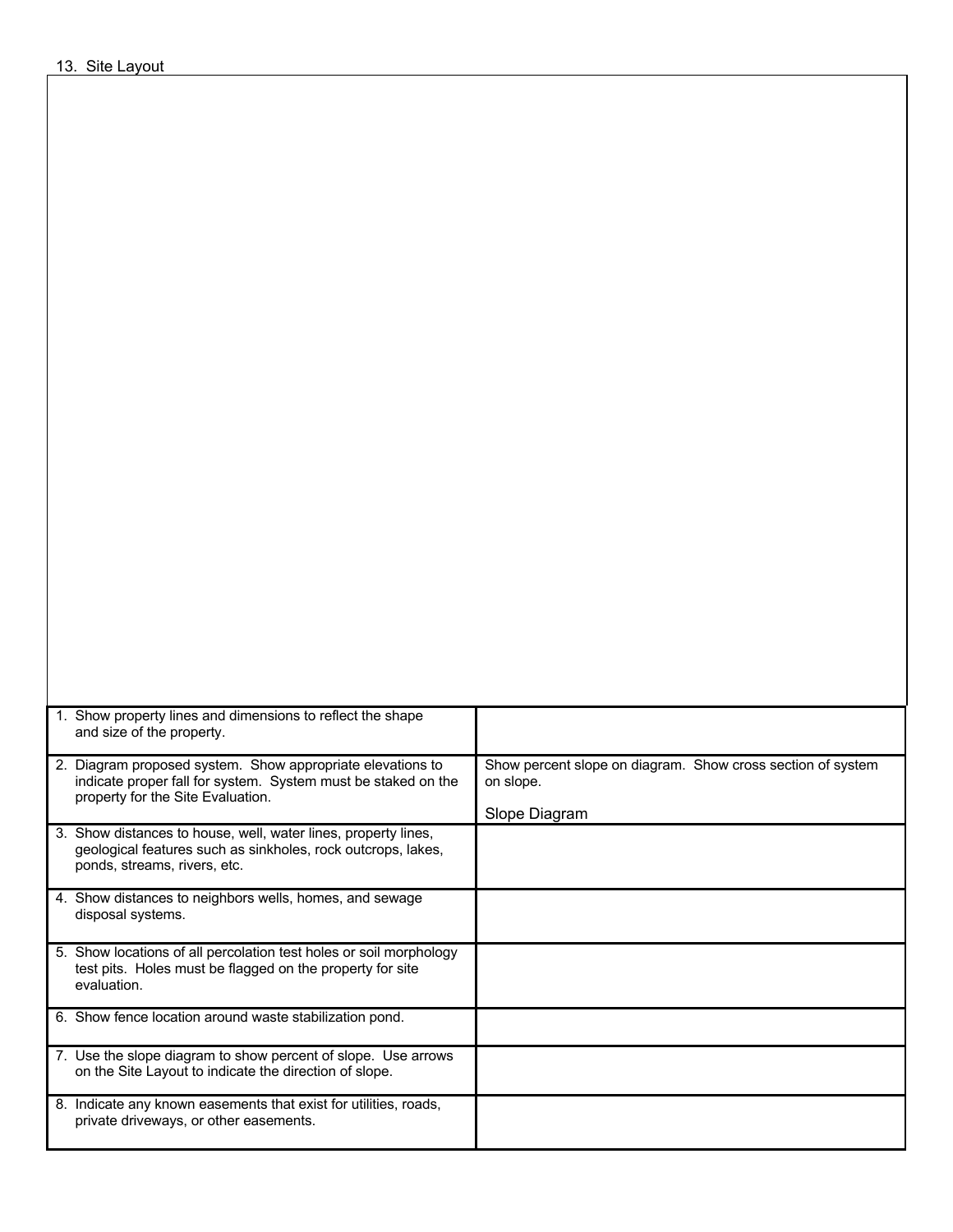13. Site Layout

| | |
|---|---|
| 1. Show property lines and dimensions to reflect the shape and size of the property. | |
| 2. Diagram proposed system. Show appropriate elevations to indicate proper fall for system. System must be staked on the property for the Site Evaluation. | Show percent slope on diagram. Show cross section of system on slope.<br><br>Slope Diagram |
| 3. Show distances to house, well, water lines, property lines, geological features such as sinkholes, rock outcrops, lakes, ponds, streams, rivers, etc. | |
| 4. Show distances to neighbors wells, homes, and sewage disposal systems. | |
| 5. Show locations of all percolation test holes or soil morphology test pits. Holes must be flagged on the property for site evaluation. | |
| 6. Show fence location around waste stabilization pond. | |
| 7. Use the slope diagram to show percent of slope. Use arrows on the Site Layout to indicate the direction of slope. | |
| 8. Indicate any known easements that exist for utilities, roads, private driveways, or other easements. | |